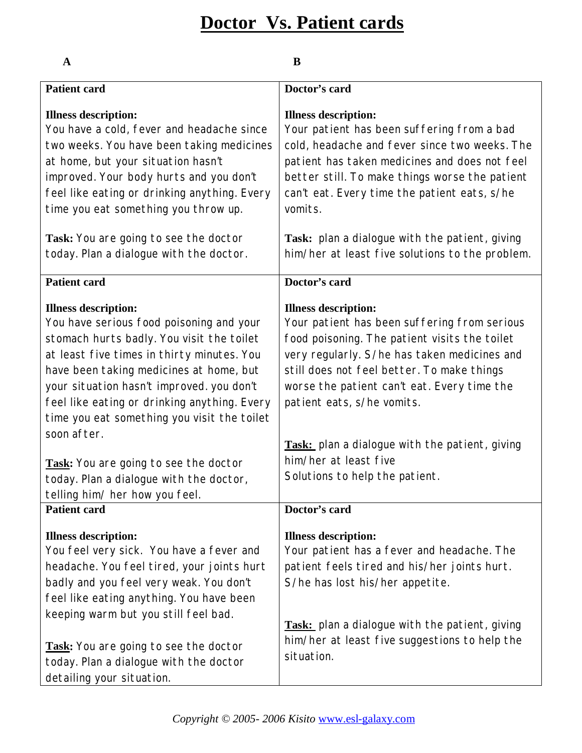# Doctor Vs. Patient cards

| A | B |
|---|---|
| **Patient card**<br><br>**Illness description:**<br>You have a cold, fever and headache since two weeks. You have been taking medicines at home, but your situation hasn't improved. Your body hurts and you don't feel like eating or drinking anything. Every time you eat something you throw up.<br><br>**Task:** You are going to see the doctor today. Plan a dialogue with the doctor. | **Doctor's card**<br><br>**Illness description:**<br>Your patient has been suffering from a bad cold, headache and fever since two weeks. The patient has taken medicines and does not feel better still. To make things worse the patient can't eat. Every time the patient eats, s/he vomits.<br><br>**Task:** plan a dialogue with the patient, giving him/her at least five solutions to the problem. |
| **Patient card**<br><br>**Illness description:**<br>You have serious food poisoning and your stomach hurts badly. You visit the toilet at least five times in thirty minutes. You have been taking medicines at home, but your situation hasn't improved. you don't feel like eating or drinking anything. Every time you eat something you visit the toilet soon after.<br><br>**<u>Task</u>:** You are going to see the doctor today. Plan a dialogue with the doctor, telling him/ her how you feel. | **Doctor's card**<br><br>**Illness description:**<br>Your patient has been suffering from serious food poisoning. The patient visits the toilet very regularly. S/he has taken medicines and still does not feel better. To make things worse the patient can't eat. Every time the patient eats, s/he vomits.<br><br>**<u>Task:</u>** plan a dialogue with the patient, giving him/her at least five Solutions to help the patient. |
| **Patient card**<br><br>**Illness description:**<br>You feel very sick. You have a fever and headache. You feel tired, your joints hurt badly and you feel very weak. You don't feel like eating anything. You have been keeping warm but you still feel bad.<br><br>**<u>Task</u>:** You are going to see the doctor today. Plan a dialogue with the doctor detailing your situation. | **Doctor's card**<br><br>**Illness description:**<br>Your patient has a fever and headache. The patient feels tired and his/her joints hurt. S/he has lost his/her appetite.<br><br>**<u>Task:</u>** plan a dialogue with the patient, giving him/her at least five suggestions to help the situation. |

*Copyright © 2005- 2006 Kisito* [www.esl-galaxy.com](http://www.esl-galaxy.com)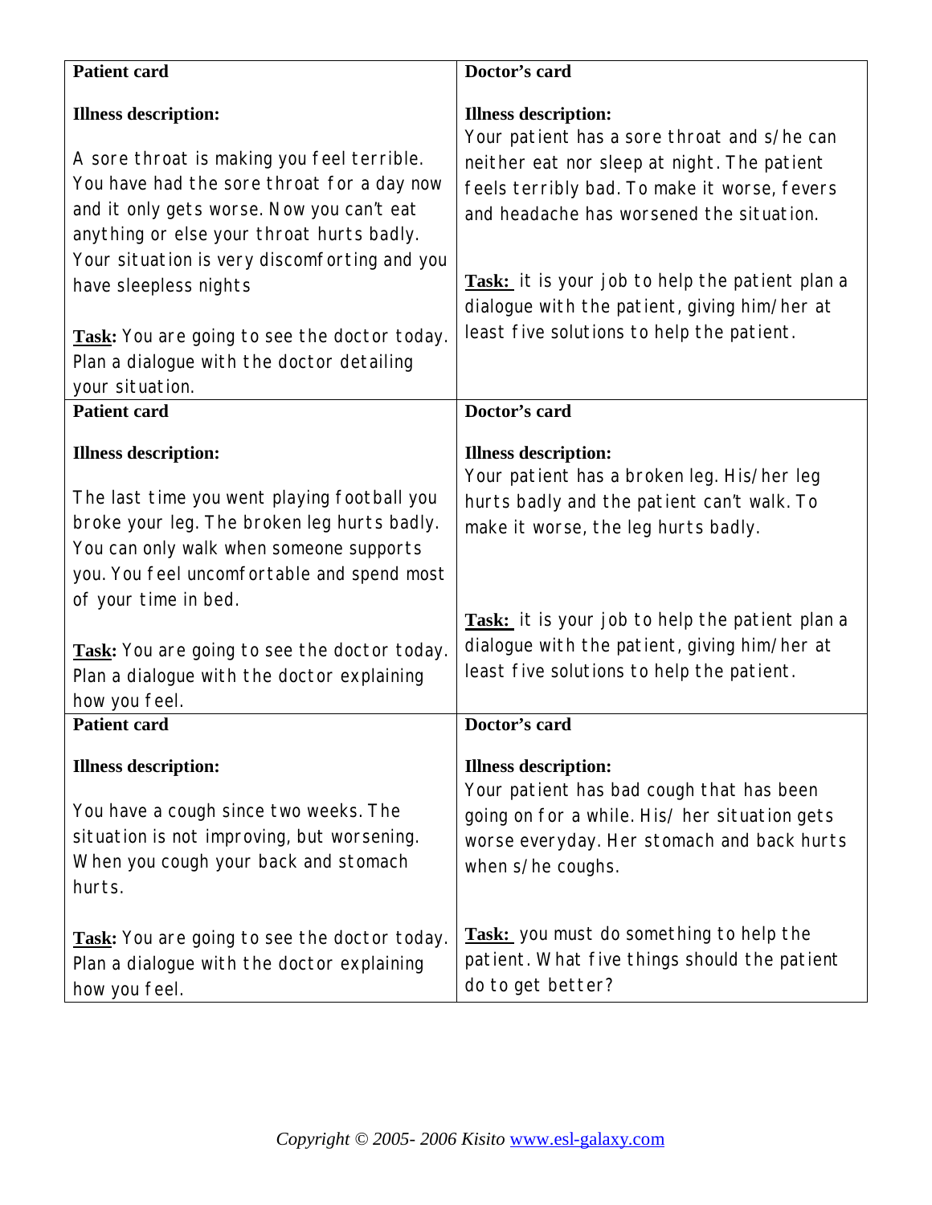| Patient card | Doctor's card |
|---|---|
| **Illness description:**<br><br>A sore throat is making you feel terrible. You have had the sore throat for a day now and it only gets worse. Now you can't eat anything or else your throat hurts badly. Your situation is very discomforting and you have sleepless nights<br><br>**Task:** You are going to see the doctor today. Plan a dialogue with the doctor detailing your situation. | **Illness description:**<br>Your patient has a sore throat and s/he can neither eat nor sleep at night. The patient feels terribly bad. To make it worse, fevers and headache has worsened the situation.<br><br>**Task:** it is your job to help the patient plan a dialogue with the patient, giving him/her at least five solutions to help the patient. |
| **Patient card**<br><br>**Illness description:**<br><br>The last time you went playing football you broke your leg. The broken leg hurts badly. You can only walk when someone supports you. You feel uncomfortable and spend most of your time in bed.<br><br>**Task:** You are going to see the doctor today. Plan a dialogue with the doctor explaining how you feel. | **Doctor's card**<br><br>**Illness description:**<br>Your patient has a broken leg. His/her leg hurts badly and the patient can't walk. To make it worse, the leg hurts badly.<br><br>**Task:** it is your job to help the patient plan a dialogue with the patient, giving him/her at least five solutions to help the patient. |
| **Patient card**<br><br>**Illness description:**<br><br>You have a cough since two weeks. The situation is not improving, but worsening. When you cough your back and stomach hurts.<br><br>**Task:** You are going to see the doctor today. Plan a dialogue with the doctor explaining how you feel. | **Doctor's card**<br><br>**Illness description:**<br>Your patient has bad cough that has been going on for a while. His/ her situation gets worse everyday. Her stomach and back hurts when s/he coughs.<br><br>**Task:** you must do something to help the patient. What five things should the patient do to get better? |

*Copyright © 2005- 2006 Kisito* www.esl-galaxy.com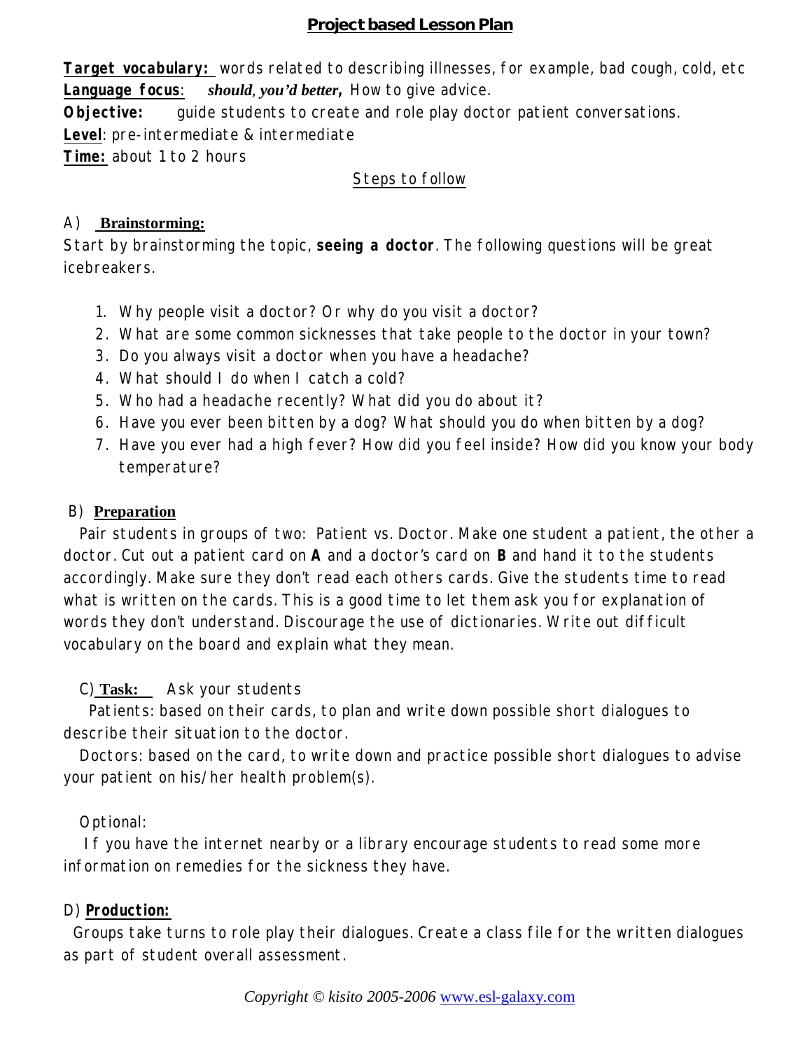# Project based Lesson Plan

**Target vocabulary:** words related to describing illnesses, for example, bad cough, cold, etc
**Language focus**: ***should, you'd better,*** How to give advice.
**Objective:** guide students to create and role play doctor patient conversations.
**Level**: pre-intermediate & intermediate
**Time:** about 1 to 2 hours

## Steps to follow

### A) Brainstorming:

Start by brainstorming the topic, **seeing a doctor**. The following questions will be great icebreakers.

1. Why people visit a doctor? Or why do you visit a doctor?
2. What are some common sicknesses that take people to the doctor in your town?
3. Do you always visit a doctor when you have a headache?
4. What should I do when I catch a cold?
5. Who had a headache recently? What did you do about it?
6. Have you ever been bitten by a dog? What should you do when bitten by a dog?
7. Have you ever had a high fever? How did you feel inside? How did you know your body temperature?

### B) Preparation

Pair students in groups of two: Patient vs. Doctor. Make one student a patient, the other a doctor. Cut out a patient card on **A** and a doctor's card on **B** and hand it to the students accordingly. Make sure they don't read each others cards. Give the students time to read what is written on the cards. This is a good time to let them ask you for explanation of words they don't understand. Discourage the use of dictionaries. Write out difficult vocabulary on the board and explain what they mean.

### C) Task:

Ask your students

Patients: based on their cards, to plan and write down possible short dialogues to describe their situation to the doctor.

Doctors: based on the card, to write down and practice possible short dialogues to advise your patient on his/her health problem(s).

Optional:

If you have the internet nearby or a library encourage students to read some more information on remedies for the sickness they have.

### D) Production:

Groups take turns to role play their dialogues. Create a class file for the written dialogues as part of student overall assessment.

*Copyright © kisito 2005-2006* www.esl-galaxy.com